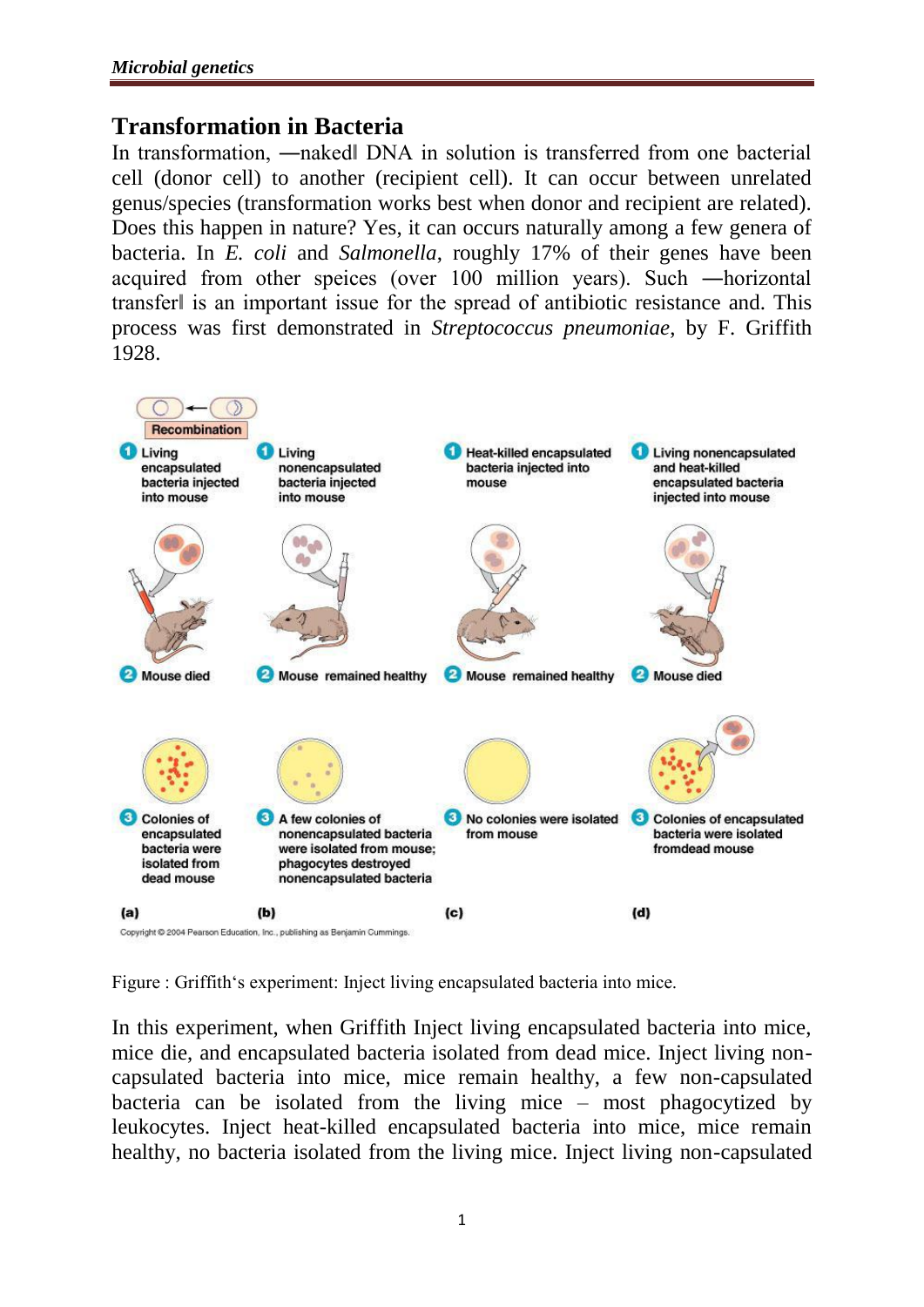## Transformation in Bacteria

In transformation, ―naked‖ DNA in solution is transferred from one bacterial cell (donor cell) to another (recipient cell). It can occur between unrelated genus/species (transformation works best when donor and recipient are related). Does this happen in nature? Yes, it can occurs naturally among a few genera of bacteria. In *E. coli* and *Salmonella*, roughly 17% of their genes have been acquired from other speices (over 100 million years). Such ―horizontal transfer‖ is an important issue for the spread of antibiotic resistance and. This process was first demonstrated in *Streptococcus pneumoniae*, by F. Griffith 1928.

Figure : Griffith‘s experiment: Inject living encapsulated bacteria into mice.

In this experiment, when Griffith Inject living encapsulated bacteria into mice, mice die, and encapsulated bacteria isolated from dead mice. Inject living non-capsulated bacteria into mice, mice remain healthy, a few non-capsulated bacteria can be isolated from the living mice – most phagocytized by leukocytes. Inject heat-killed encapsulated bacteria into mice, mice remain healthy, no bacteria isolated from the living mice. Inject living non-capsulated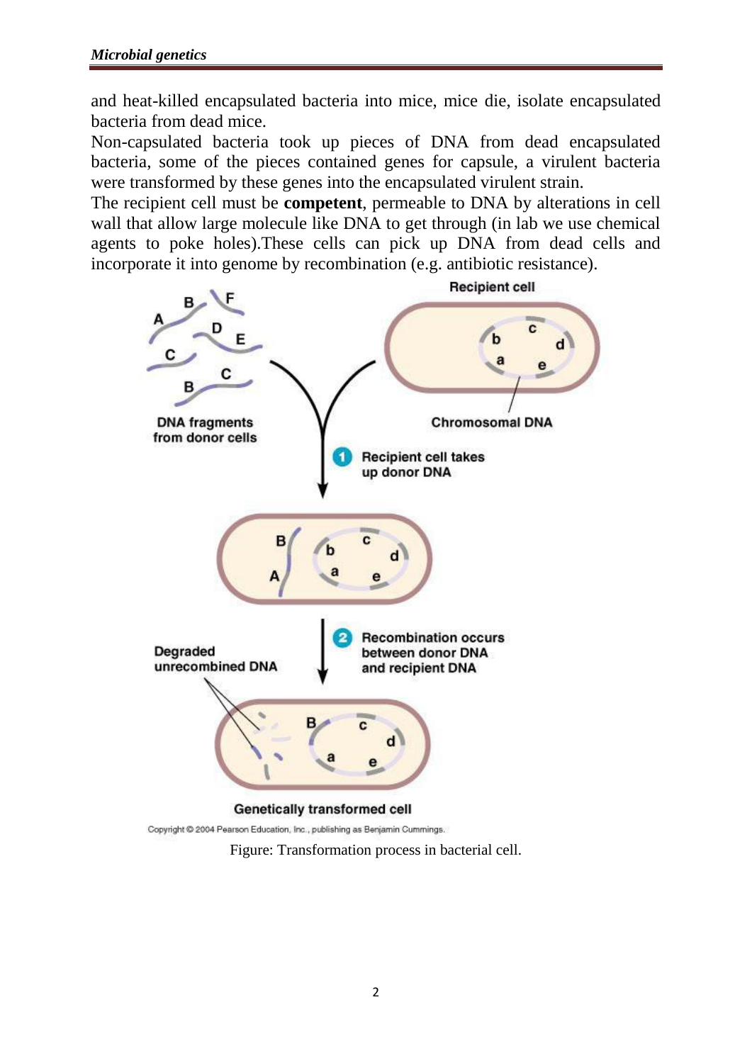and heat-killed encapsulated bacteria into mice, mice die, isolate encapsulated bacteria from dead mice.

Non-capsulated bacteria took up pieces of DNA from dead encapsulated bacteria, some of the pieces contained genes for capsule, a virulent bacteria were transformed by these genes into the encapsulated virulent strain.

The recipient cell must be **competent**, permeable to DNA by alterations in cell wall that allow large molecule like DNA to get through (in lab we use chemical agents to poke holes).These cells can pick up DNA from dead cells and incorporate it into genome by recombination (e.g. antibiotic resistance).

Figure: Transformation process in bacterial cell.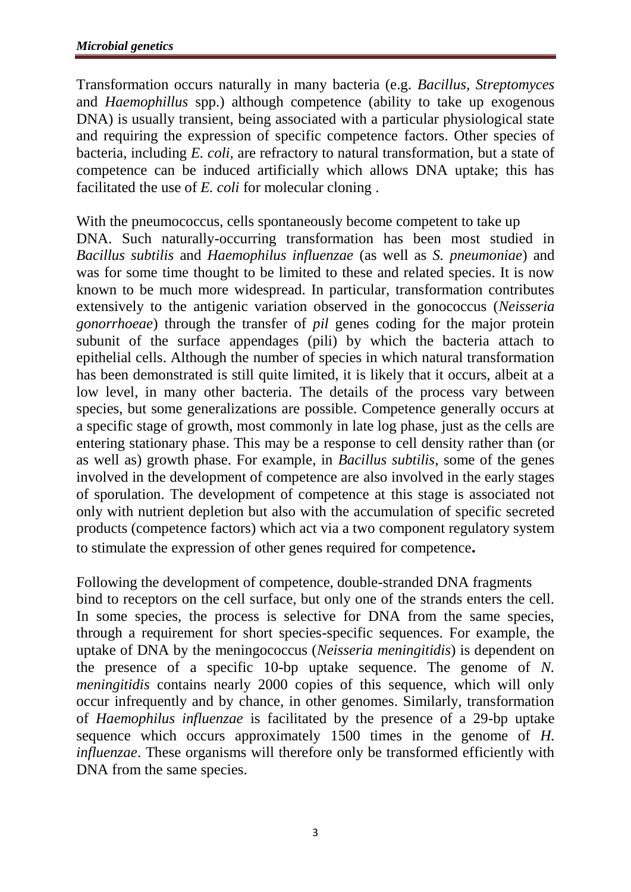Transformation occurs naturally in many bacteria (e.g. *Bacillus*, *Streptomyces* and *Haemophillus* spp.) although competence (ability to take up exogenous DNA) is usually transient, being associated with a particular physiological state and requiring the expression of specific competence factors. Other species of bacteria, including *E. coli*, are refractory to natural transformation, but a state of competence can be induced artificially which allows DNA uptake; this has facilitated the use of *E. coli* for molecular cloning .

With the pneumococcus, cells spontaneously become competent to take up DNA. Such naturally-occurring transformation has been most studied in *Bacillus subtilis* and *Haemophilus influenzae* (as well as *S. pneumoniae*) and was for some time thought to be limited to these and related species. It is now known to be much more widespread. In particular, transformation contributes extensively to the antigenic variation observed in the gonococcus (*Neisseria gonorrhoeae*) through the transfer of *pil* genes coding for the major protein subunit of the surface appendages (pili) by which the bacteria attach to epithelial cells. Although the number of species in which natural transformation has been demonstrated is still quite limited, it is likely that it occurs, albeit at a low level, in many other bacteria. The details of the process vary between species, but some generalizations are possible. Competence generally occurs at a specific stage of growth, most commonly in late log phase, just as the cells are entering stationary phase. This may be a response to cell density rather than (or as well as) growth phase. For example, in *Bacillus subtilis*, some of the genes involved in the development of competence are also involved in the early stages of sporulation. The development of competence at this stage is associated not only with nutrient depletion but also with the accumulation of specific secreted products (competence factors) which act via a two component regulatory system to stimulate the expression of other genes required for competence**.**

Following the development of competence, double-stranded DNA fragments bind to receptors on the cell surface, but only one of the strands enters the cell. In some species, the process is selective for DNA from the same species, through a requirement for short species-specific sequences. For example, the uptake of DNA by the meningococcus (*Neisseria meningitidis*) is dependent on the presence of a specific 10-bp uptake sequence. The genome of *N. meningitidis* contains nearly 2000 copies of this sequence, which will only occur infrequently and by chance, in other genomes. Similarly, transformation of *Haemophilus influenzae* is facilitated by the presence of a 29-bp uptake sequence which occurs approximately 1500 times in the genome of *H. influenzae*. These organisms will therefore only be transformed efficiently with DNA from the same species.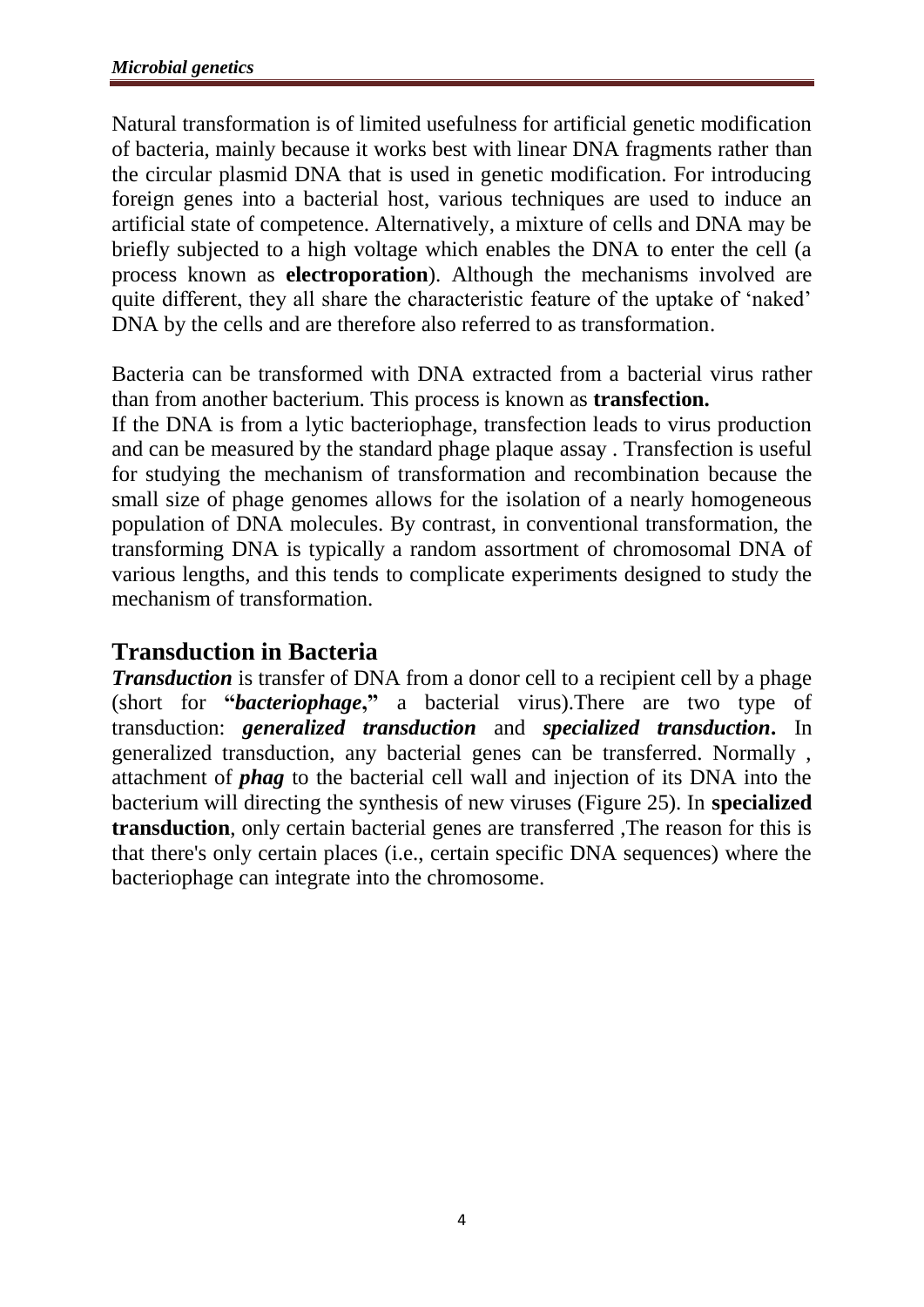Natural transformation is of limited usefulness for artificial genetic modification of bacteria, mainly because it works best with linear DNA fragments rather than the circular plasmid DNA that is used in genetic modification. For introducing foreign genes into a bacterial host, various techniques are used to induce an artificial state of competence. Alternatively, a mixture of cells and DNA may be briefly subjected to a high voltage which enables the DNA to enter the cell (a process known as **electroporation**). Although the mechanisms involved are quite different, they all share the characteristic feature of the uptake of 'naked' DNA by the cells and are therefore also referred to as transformation.

Bacteria can be transformed with DNA extracted from a bacterial virus rather than from another bacterium. This process is known as **transfection.**
If the DNA is from a lytic bacteriophage, transfection leads to virus production and can be measured by the standard phage plaque assay . Transfection is useful for studying the mechanism of transformation and recombination because the small size of phage genomes allows for the isolation of a nearly homogeneous population of DNA molecules. By contrast, in conventional transformation, the transforming DNA is typically a random assortment of chromosomal DNA of various lengths, and this tends to complicate experiments designed to study the mechanism of transformation.

## Transduction in Bacteria

***Transduction*** is transfer of DNA from a donor cell to a recipient cell by a phage (short for **"*bacteriophage*,"** a bacterial virus).There are two type of transduction: ***generalized transduction*** and ***specialized transduction*.** In generalized transduction, any bacterial genes can be transferred. Normally , attachment of ***phag*** to the bacterial cell wall and injection of its DNA into the bacterium will directing the synthesis of new viruses (Figure 25). In **specialized transduction**, only certain bacterial genes are transferred ,The reason for this is that there's only certain places (i.e., certain specific DNA sequences) where the bacteriophage can integrate into the chromosome.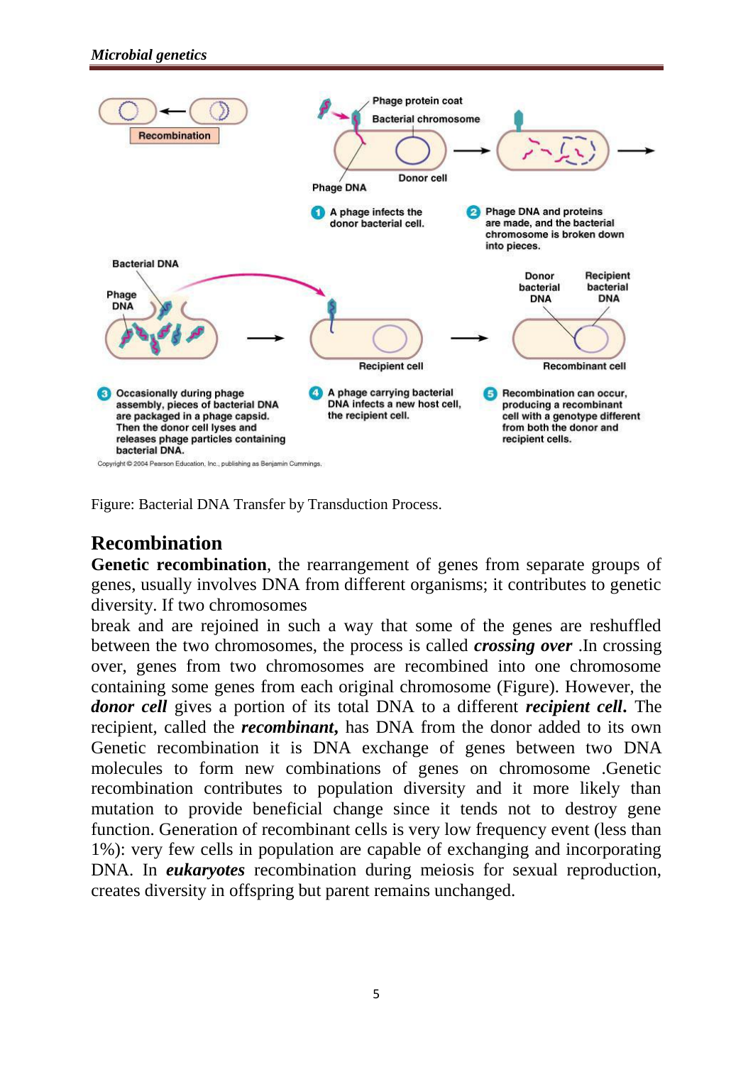Figure: Bacterial DNA Transfer by Transduction Process.

## Recombination

**Genetic recombination**, the rearrangement of genes from separate groups of genes, usually involves DNA from different organisms; it contributes to genetic diversity. If two chromosomes break and are rejoined in such a way that some of the genes are reshuffled between the two chromosomes, the process is called ***crossing over*** .In crossing over, genes from two chromosomes are recombined into one chromosome containing some genes from each original chromosome (Figure). However, the ***donor cell*** gives a portion of its total DNA to a different ***recipient cell***. The recipient, called the ***recombinant***, has DNA from the donor added to its own Genetic recombination it is DNA exchange of genes between two DNA molecules to form new combinations of genes on chromosome .Genetic recombination contributes to population diversity and it more likely than mutation to provide beneficial change since it tends not to destroy gene function. Generation of recombinant cells is very low frequency event (less than 1%): very few cells in population are capable of exchanging and incorporating DNA. In ***eukaryotes*** recombination during meiosis for sexual reproduction, creates diversity in offspring but parent remains unchanged.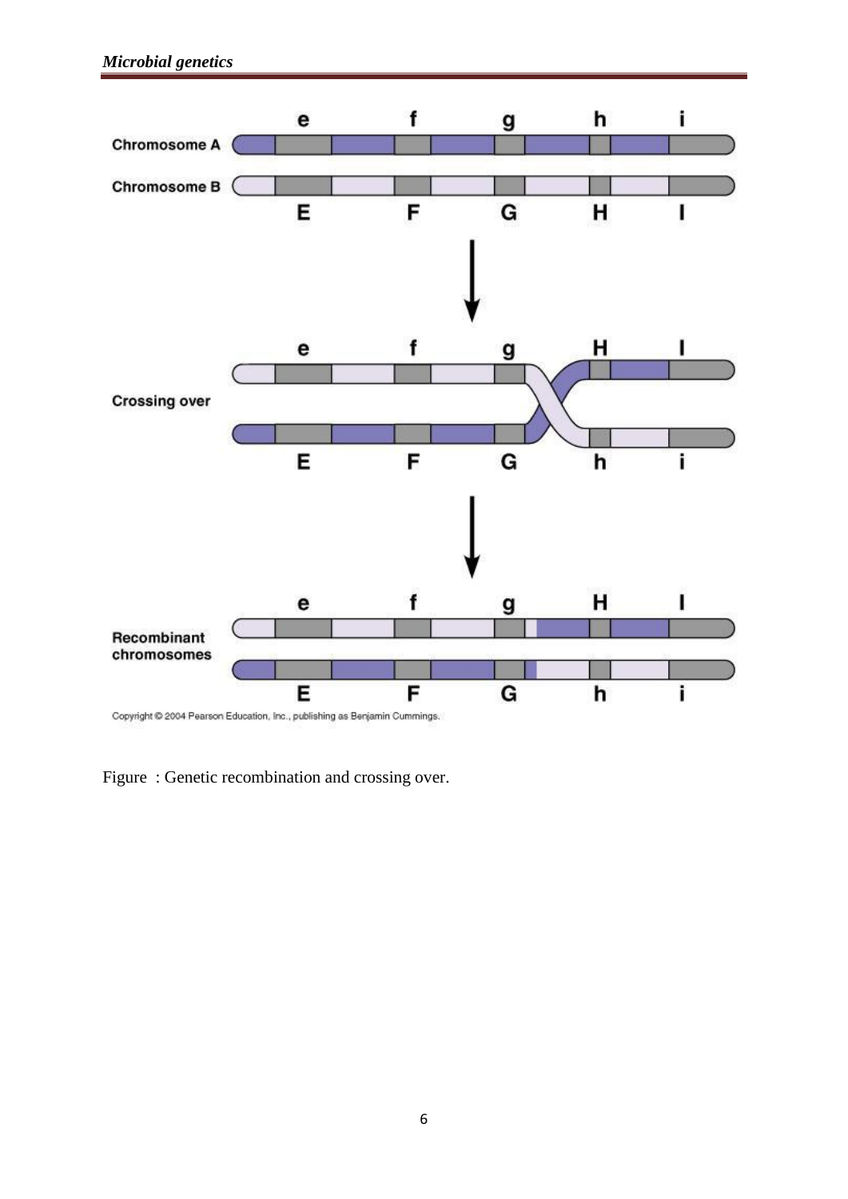e f g h i

Chromosome A

Chromosome B

E F G H I

e f g H I

Crossing over

E F G h i

e f g H I

Recombinant chromosomes

E F G h i

Copyright © 2004 Pearson Education, Inc., publishing as Benjamin Cummings.

Figure : Genetic recombination and crossing over.